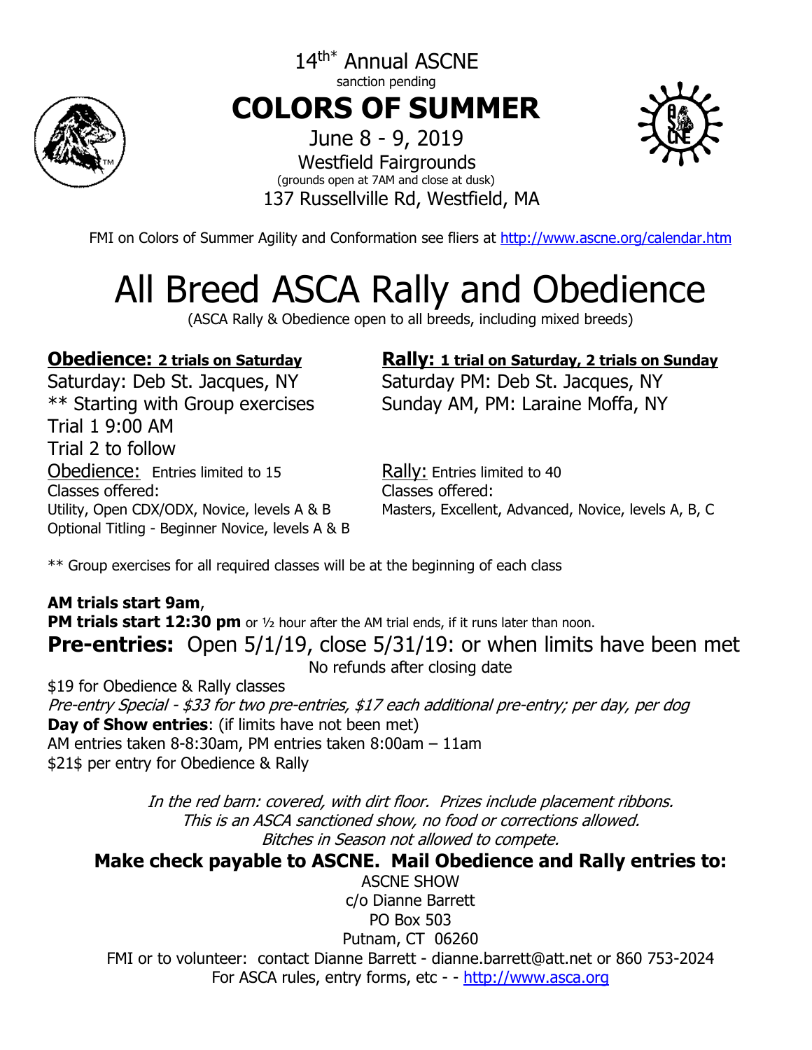14th* Annual ASCNE

sanction pending

# COLORS OF SUMMER

June 8 - 9, 2019

Westfield Fairgrounds

(grounds open at 7AM and close at dusk)

137 Russellville Rd, Westfield, MA

FMI on Colors of Summer Agility and Conformation see fliers at http://www.ascne.org/calendar.htm

# All Breed ASCA Rally and Obedience

(ASCA Rally & Obedience open to all breeds, including mixed breeds)

## Obedience: 2 trials on Saturday

Saturday: Deb St. Jacques, NY

** Starting with Group exercises

Trial 1 9:00 AM

Trial 2 to follow

Obedience: Entries limited to 15

Classes offered:

Utility, Open CDX/ODX, Novice, levels A & B

Optional Titling - Beginner Novice, levels A & B

## Rally: 1 trial on Saturday, 2 trials on Sunday

Saturday PM: Deb St. Jacques, NY

Sunday AM, PM: Laraine Moffa, NY

Rally: Entries limited to 40

Classes offered:

Masters, Excellent, Advanced, Novice, levels A, B, C

** Group exercises for all required classes will be at the beginning of each class

**AM trials start 9am**,

**PM trials start 12:30 pm** or ½ hour after the AM trial ends, if it runs later than noon.

**Pre-entries:** Open 5/1/19, close 5/31/19: or when limits have been met

No refunds after closing date

$19 for Obedience & Rally classes

*Pre-entry Special - $33 for two pre-entries, $17 each additional pre-entry; per day, per dog*

**Day of Show entries**: (if limits have not been met)

AM entries taken 8-8:30am, PM entries taken 8:00am – 11am

$21$ per entry for Obedience & Rally

*In the red barn: covered, with dirt floor. Prizes include placement ribbons.*

*This is an ASCA sanctioned show, no food or corrections allowed.*

*Bitches in Season not allowed to compete.*

**Make check payable to ASCNE. Mail Obedience and Rally entries to:**

ASCNE SHOW

c/o Dianne Barrett

PO Box 503

Putnam, CT 06260

FMI or to volunteer: contact Dianne Barrett - dianne.barrett@att.net or 860 753-2024

For ASCA rules, entry forms, etc - - http://www.asca.org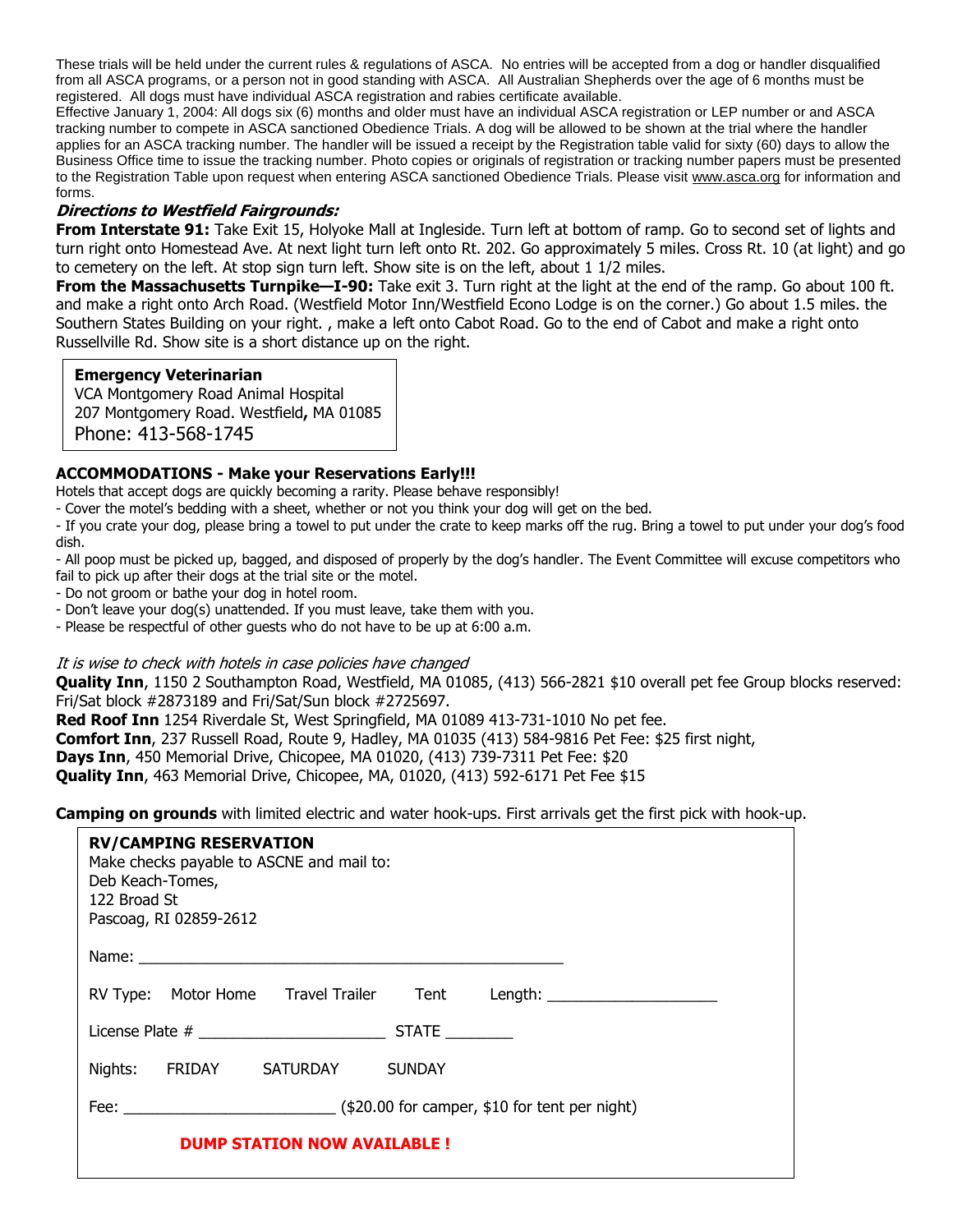These trials will be held under the current rules & regulations of ASCA. No entries will be accepted from a dog or handler disqualified from all ASCA programs, or a person not in good standing with ASCA. All Australian Shepherds over the age of 6 months must be registered. All dogs must have individual ASCA registration and rabies certificate available.

Effective January 1, 2004: All dogs six (6) months and older must have an individual ASCA registration or LEP number or and ASCA tracking number to compete in ASCA sanctioned Obedience Trials. A dog will be allowed to be shown at the trial where the handler applies for an ASCA tracking number. The handler will be issued a receipt by the Registration table valid for sixty (60) days to allow the Business Office time to issue the tracking number. Photo copies or originals of registration or tracking number papers must be presented to the Registration Table upon request when entering ASCA sanctioned Obedience Trials. Please visit www.asca.org for information and forms.

***Directions to Westfield Fairgrounds:***

**From Interstate 91:** Take Exit 15, Holyoke Mall at Ingleside. Turn left at bottom of ramp. Go to second set of lights and turn right onto Homestead Ave. At next light turn left onto Rt. 202. Go approximately 5 miles. Cross Rt. 10 (at light) and go to cemetery on the left. At stop sign turn left. Show site is on the left, about 1 1/2 miles.

**From the Massachusetts Turnpike—I-90:** Take exit 3. Turn right at the light at the end of the ramp. Go about 100 ft. and make a right onto Arch Road. (Westfield Motor Inn/Westfield Econo Lodge is on the corner.) Go about 1.5 miles. the Southern States Building on your right. , make a left onto Cabot Road. Go to the end of Cabot and make a right onto Russellville Rd. Show site is a short distance up on the right.

**Emergency Veterinarian**
VCA Montgomery Road Animal Hospital
207 Montgomery Road. Westfield**,** MA 01085
Phone: 413-568-1745

**ACCOMMODATIONS - Make your Reservations Early!!!**

Hotels that accept dogs are quickly becoming a rarity. Please behave responsibly!

- Cover the motel's bedding with a sheet, whether or not you think your dog will get on the bed.
- If you crate your dog, please bring a towel to put under the crate to keep marks off the rug. Bring a towel to put under your dog's food dish.
- All poop must be picked up, bagged, and disposed of properly by the dog's handler. The Event Committee will excuse competitors who fail to pick up after their dogs at the trial site or the motel.
- Do not groom or bathe your dog in hotel room.
- Don't leave your dog(s) unattended. If you must leave, take them with you.
- Please be respectful of other guests who do not have to be up at 6:00 a.m.

*It is wise to check with hotels in case policies have changed*

**Quality Inn**, 1150 2 Southampton Road, Westfield, MA 01085, (413) 566-2821 $10 overall pet fee Group blocks reserved: Fri/Sat block #2873189 and Fri/Sat/Sun block #2725697.
**Red Roof Inn** 1254 Riverdale St, West Springfield, MA 01089 413-731-1010 No pet fee.
**Comfort Inn**, 237 Russell Road, Route 9, Hadley, MA 01035 (413) 584-9816 Pet Fee: $25 first night,
**Days Inn**, 450 Memorial Drive, Chicopee, MA 01020, (413) 739-7311 Pet Fee: $20
**Quality Inn**, 463 Memorial Drive, Chicopee, MA, 01020, (413) 592-6171 Pet Fee $15

**Camping on grounds** with limited electric and water hook-ups. First arrivals get the first pick with hook-up.

**RV/CAMPING RESERVATION**
Make checks payable to ASCNE and mail to:
Deb Keach-Tomes,
122 Broad St
Pascoag, RI 02859-2612

Name: ____________________________________________

RV Type: Motor Home Travel Trailer Tent Length: ____________________

License Plate # ______________________ STATE ________

Nights: FRIDAY SATURDAY SUNDAY

Fee: ________________________ ($20.00 for camper, $10 for tent per night)

**DUMP STATION NOW AVAILABLE !**